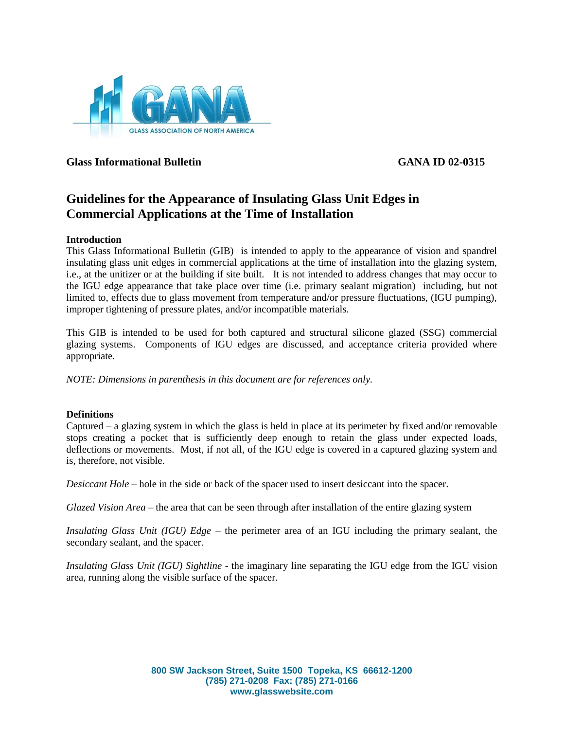GANA
GLASS ASSOCIATION OF NORTH AMERICA

**Glass Informational Bulletin** **GANA ID 02-0315**

# Guidelines for the Appearance of Insulating Glass Unit Edges in Commercial Applications at the Time of Installation

### Introduction

This Glass Informational Bulletin (GIB) is intended to apply to the appearance of vision and spandrel insulating glass unit edges in commercial applications at the time of installation into the glazing system, i.e., at the unitizer or at the building if site built. It is not intended to address changes that may occur to the IGU edge appearance that take place over time (i.e. primary sealant migration) including, but not limited to, effects due to glass movement from temperature and/or pressure fluctuations, (IGU pumping), improper tightening of pressure plates, and/or incompatible materials.

This GIB is intended to be used for both captured and structural silicone glazed (SSG) commercial glazing systems. Components of IGU edges are discussed, and acceptance criteria provided where appropriate.

*NOTE: Dimensions in parenthesis in this document are for references only.*

### Definitions

Captured – a glazing system in which the glass is held in place at its perimeter by fixed and/or removable stops creating a pocket that is sufficiently deep enough to retain the glass under expected loads, deflections or movements. Most, if not all, of the IGU edge is covered in a captured glazing system and is, therefore, not visible.

*Desiccant Hole* – hole in the side or back of the spacer used to insert desiccant into the spacer.

*Glazed Vision Area* – the area that can be seen through after installation of the entire glazing system

*Insulating Glass Unit (IGU) Edge* – the perimeter area of an IGU including the primary sealant, the secondary sealant, and the spacer.

*Insulating Glass Unit (IGU) Sightline* - the imaginary line separating the IGU edge from the IGU vision area, running along the visible surface of the spacer.

800 SW Jackson Street, Suite 1500 Topeka, KS 66612-1200
(785) 271-0208 Fax: (785) 271-0166
www.glasswebsite.com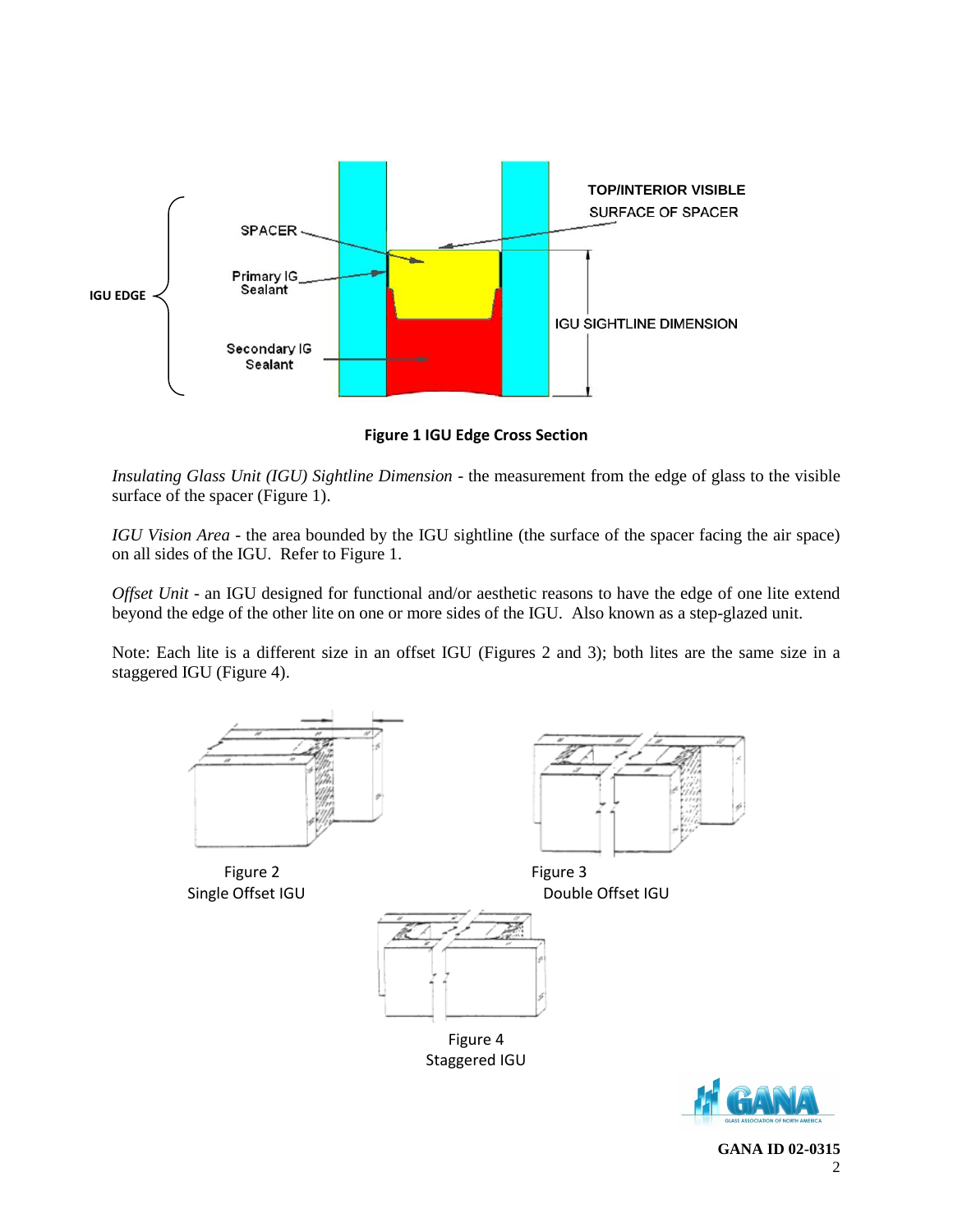**Figure 1 IGU Edge Cross Section**

*Insulating Glass Unit (IGU) Sightline Dimension* - the measurement from the edge of glass to the visible surface of the spacer (Figure 1).

*IGU Vision Area* - the area bounded by the IGU sightline (the surface of the spacer facing the air space) on all sides of the IGU. Refer to Figure 1.

*Offset Unit* - an IGU designed for functional and/or aesthetic reasons to have the edge of one lite extend beyond the edge of the other lite on one or more sides of the IGU. Also known as a step-glazed unit.

Note: Each lite is a different size in an offset IGU (Figures 2 and 3); both lites are the same size in a staggered IGU (Figure 4).

Figure 2
Single Offset IGU

Figure 3
Double Offset IGU

Figure 4
Staggered IGU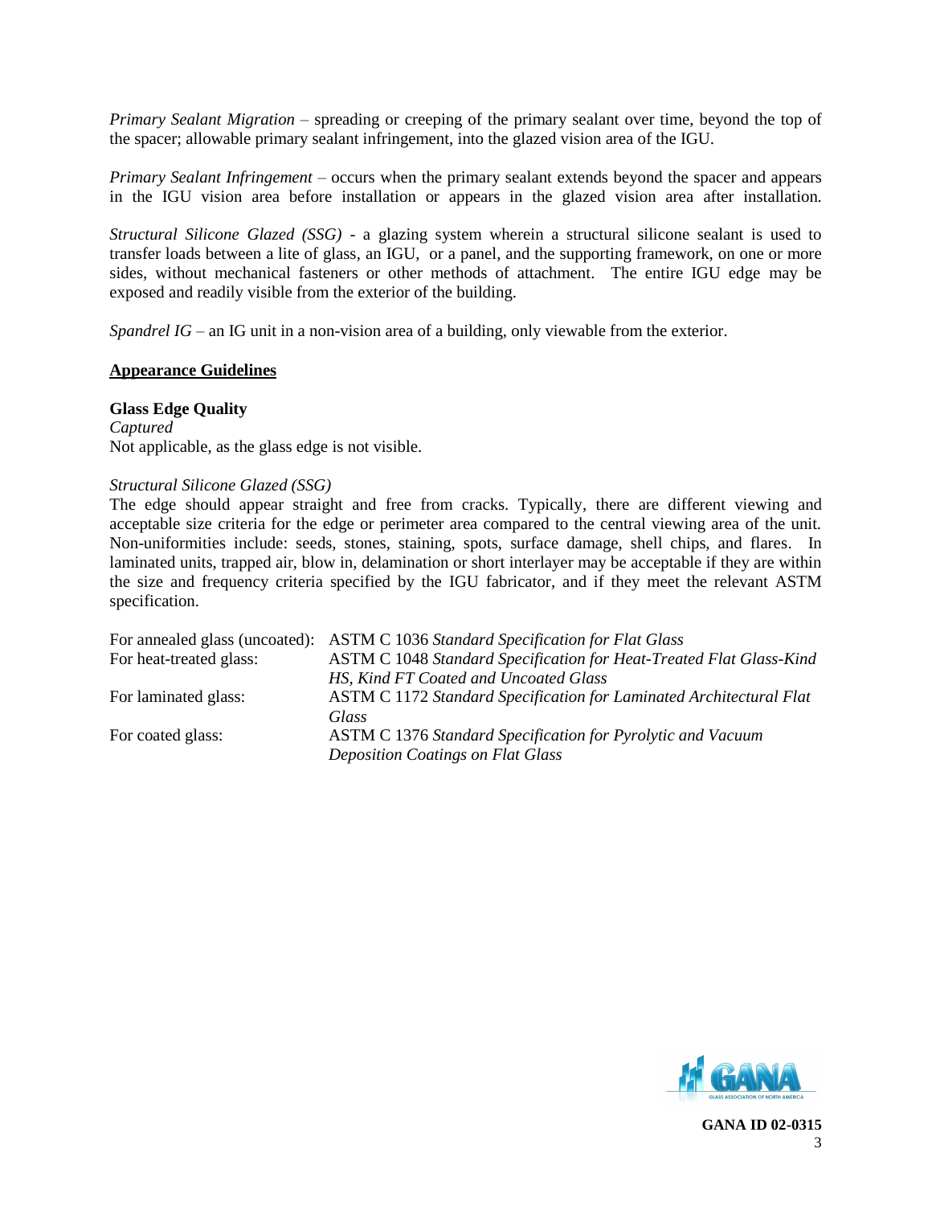*Primary Sealant Migration* – spreading or creeping of the primary sealant over time, beyond the top of the spacer; allowable primary sealant infringement, into the glazed vision area of the IGU.

*Primary Sealant Infringement* – occurs when the primary sealant extends beyond the spacer and appears in the IGU vision area before installation or appears in the glazed vision area after installation.

*Structural Silicone Glazed (SSG)* - a glazing system wherein a structural silicone sealant is used to transfer loads between a lite of glass, an IGU, or a panel, and the supporting framework, on one or more sides, without mechanical fasteners or other methods of attachment. The entire IGU edge may be exposed and readily visible from the exterior of the building.

*Spandrel IG* – an IG unit in a non-vision area of a building, only viewable from the exterior.

## Appearance Guidelines

### Glass Edge Quality

*Captured*

Not applicable, as the glass edge is not visible.

*Structural Silicone Glazed (SSG)*

The edge should appear straight and free from cracks. Typically, there are different viewing and acceptable size criteria for the edge or perimeter area compared to the central viewing area of the unit. Non-uniformities include: seeds, stones, staining, spots, surface damage, shell chips, and flares. In laminated units, trapped air, blow in, delamination or short interlayer may be acceptable if they are within the size and frequency criteria specified by the IGU fabricator, and if they meet the relevant ASTM specification.

| | |
|---|---|
| For annealed glass (uncoated): | ASTM C 1036 *Standard Specification for Flat Glass* |
| For heat-treated glass: | ASTM C 1048 *Standard Specification for Heat-Treated Flat Glass-Kind HS, Kind FT Coated and Uncoated Glass* |
| For laminated glass: | ASTM C 1172 *Standard Specification for Laminated Architectural Flat Glass* |
| For coated glass: | ASTM C 1376 *Standard Specification for Pyrolytic and Vacuum Deposition Coatings on Flat Glass* |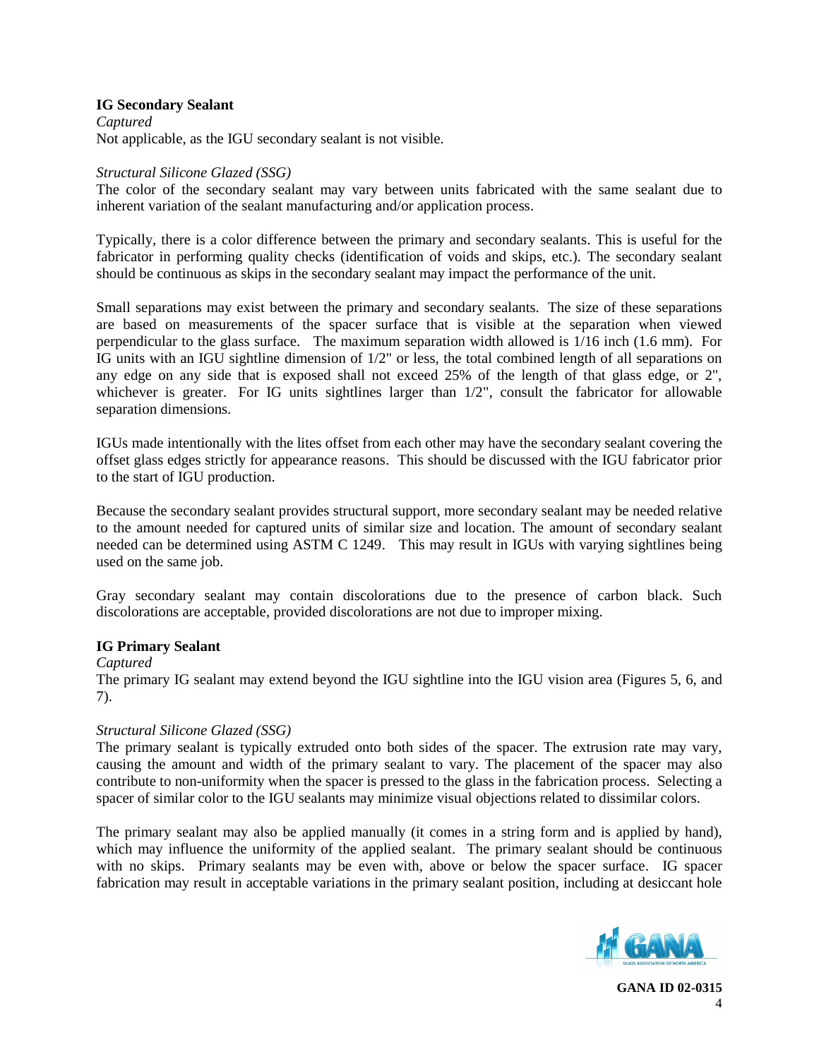**IG Secondary Sealant**

*Captured*

Not applicable, as the IGU secondary sealant is not visible.

*Structural Silicone Glazed (SSG)*

The color of the secondary sealant may vary between units fabricated with the same sealant due to inherent variation of the sealant manufacturing and/or application process.

Typically, there is a color difference between the primary and secondary sealants. This is useful for the fabricator in performing quality checks (identification of voids and skips, etc.). The secondary sealant should be continuous as skips in the secondary sealant may impact the performance of the unit.

Small separations may exist between the primary and secondary sealants. The size of these separations are based on measurements of the spacer surface that is visible at the separation when viewed perpendicular to the glass surface. The maximum separation width allowed is 1/16 inch (1.6 mm). For IG units with an IGU sightline dimension of 1/2" or less, the total combined length of all separations on any edge on any side that is exposed shall not exceed 25% of the length of that glass edge, or 2", whichever is greater. For IG units sightlines larger than 1/2", consult the fabricator for allowable separation dimensions.

IGUs made intentionally with the lites offset from each other may have the secondary sealant covering the offset glass edges strictly for appearance reasons. This should be discussed with the IGU fabricator prior to the start of IGU production.

Because the secondary sealant provides structural support, more secondary sealant may be needed relative to the amount needed for captured units of similar size and location. The amount of secondary sealant needed can be determined using ASTM C 1249. This may result in IGUs with varying sightlines being used on the same job.

Gray secondary sealant may contain discolorations due to the presence of carbon black. Such discolorations are acceptable, provided discolorations are not due to improper mixing.

**IG Primary Sealant**

*Captured*

The primary IG sealant may extend beyond the IGU sightline into the IGU vision area (Figures 5, 6, and 7).

*Structural Silicone Glazed (SSG)*

The primary sealant is typically extruded onto both sides of the spacer. The extrusion rate may vary, causing the amount and width of the primary sealant to vary. The placement of the spacer may also contribute to non-uniformity when the spacer is pressed to the glass in the fabrication process. Selecting a spacer of similar color to the IGU sealants may minimize visual objections related to dissimilar colors.

The primary sealant may also be applied manually (it comes in a string form and is applied by hand), which may influence the uniformity of the applied sealant. The primary sealant should be continuous with no skips. Primary sealants may be even with, above or below the spacer surface. IG spacer fabrication may result in acceptable variations in the primary sealant position, including at desiccant hole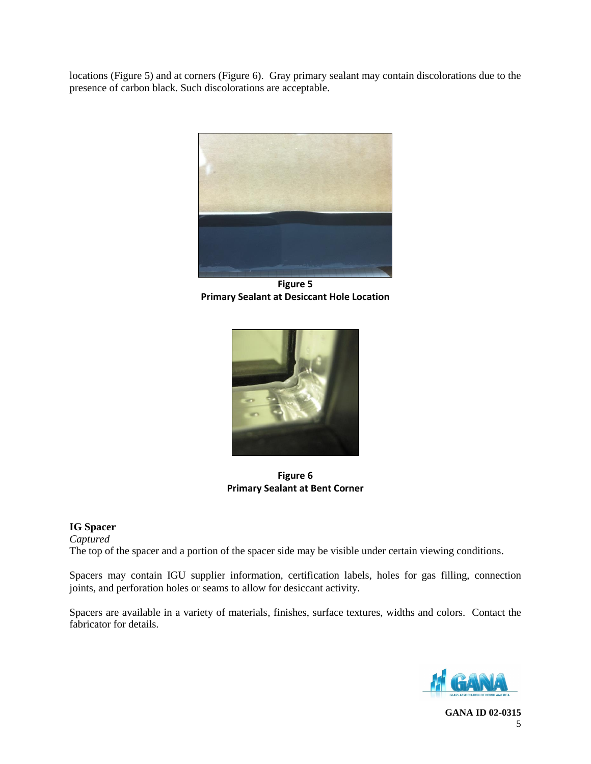locations (Figure 5) and at corners (Figure 6). Gray primary sealant may contain discolorations due to the presence of carbon black. Such discolorations are acceptable.

**Figure 5**
**Primary Sealant at Desiccant Hole Location**

**Figure 6**
**Primary Sealant at Bent Corner**

**IG Spacer**

*Captured*

The top of the spacer and a portion of the spacer side may be visible under certain viewing conditions.

Spacers may contain IGU supplier information, certification labels, holes for gas filling, connection joints, and perforation holes or seams to allow for desiccant activity.

Spacers are available in a variety of materials, finishes, surface textures, widths and colors. Contact the fabricator for details.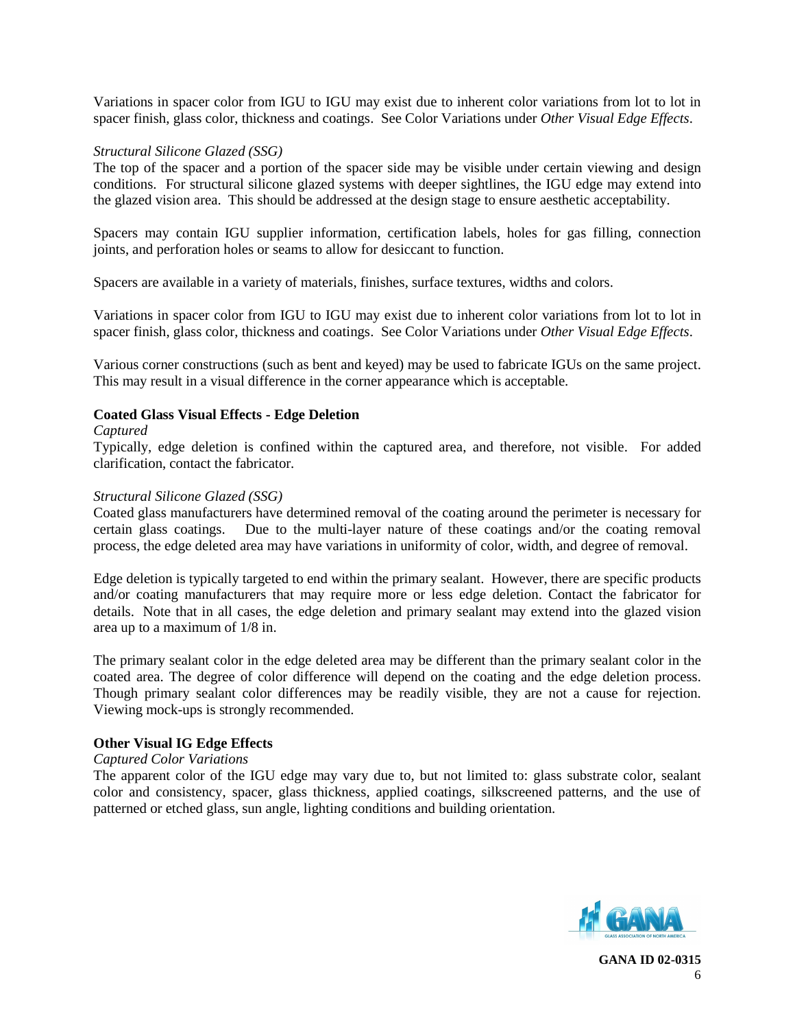Variations in spacer color from IGU to IGU may exist due to inherent color variations from lot to lot in spacer finish, glass color, thickness and coatings. See Color Variations under *Other Visual Edge Effects*.

*Structural Silicone Glazed (SSG)*

The top of the spacer and a portion of the spacer side may be visible under certain viewing and design conditions. For structural silicone glazed systems with deeper sightlines, the IGU edge may extend into the glazed vision area. This should be addressed at the design stage to ensure aesthetic acceptability.

Spacers may contain IGU supplier information, certification labels, holes for gas filling, connection joints, and perforation holes or seams to allow for desiccant to function.

Spacers are available in a variety of materials, finishes, surface textures, widths and colors.

Variations in spacer color from IGU to IGU may exist due to inherent color variations from lot to lot in spacer finish, glass color, thickness and coatings. See Color Variations under *Other Visual Edge Effects*.

Various corner constructions (such as bent and keyed) may be used to fabricate IGUs on the same project. This may result in a visual difference in the corner appearance which is acceptable.

**Coated Glass Visual Effects - Edge Deletion**

*Captured*

Typically, edge deletion is confined within the captured area, and therefore, not visible. For added clarification, contact the fabricator.

*Structural Silicone Glazed (SSG)*

Coated glass manufacturers have determined removal of the coating around the perimeter is necessary for certain glass coatings. Due to the multi-layer nature of these coatings and/or the coating removal process, the edge deleted area may have variations in uniformity of color, width, and degree of removal.

Edge deletion is typically targeted to end within the primary sealant. However, there are specific products and/or coating manufacturers that may require more or less edge deletion. Contact the fabricator for details. Note that in all cases, the edge deletion and primary sealant may extend into the glazed vision area up to a maximum of 1/8 in.

The primary sealant color in the edge deleted area may be different than the primary sealant color in the coated area. The degree of color difference will depend on the coating and the edge deletion process. Though primary sealant color differences may be readily visible, they are not a cause for rejection. Viewing mock-ups is strongly recommended.

**Other Visual IG Edge Effects**

*Captured Color Variations*

The apparent color of the IGU edge may vary due to, but not limited to: glass substrate color, sealant color and consistency, spacer, glass thickness, applied coatings, silkscreened patterns, and the use of patterned or etched glass, sun angle, lighting conditions and building orientation.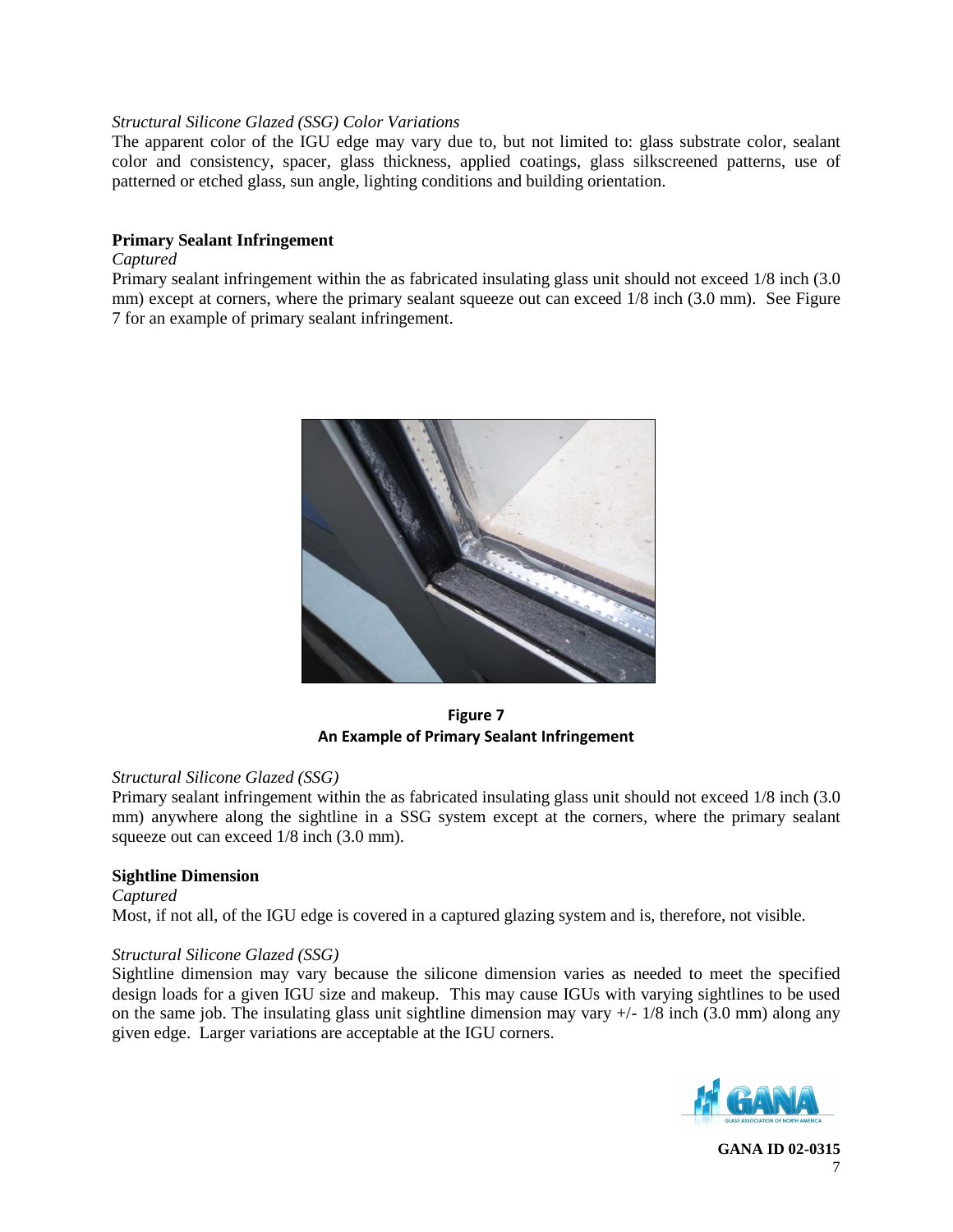*Structural Silicone Glazed (SSG) Color Variations*

The apparent color of the IGU edge may vary due to, but not limited to: glass substrate color, sealant color and consistency, spacer, glass thickness, applied coatings, glass silkscreened patterns, use of patterned or etched glass, sun angle, lighting conditions and building orientation.

**Primary Sealant Infringement**

*Captured*

Primary sealant infringement within the as fabricated insulating glass unit should not exceed 1/8 inch (3.0 mm) except at corners, where the primary sealant squeeze out can exceed 1/8 inch (3.0 mm). See Figure 7 for an example of primary sealant infringement.

**Figure 7**
**An Example of Primary Sealant Infringement**

*Structural Silicone Glazed (SSG)*

Primary sealant infringement within the as fabricated insulating glass unit should not exceed 1/8 inch (3.0 mm) anywhere along the sightline in a SSG system except at the corners, where the primary sealant squeeze out can exceed 1/8 inch (3.0 mm).

**Sightline Dimension**

*Captured*

Most, if not all, of the IGU edge is covered in a captured glazing system and is, therefore, not visible.

*Structural Silicone Glazed (SSG)*

Sightline dimension may vary because the silicone dimension varies as needed to meet the specified design loads for a given IGU size and makeup. This may cause IGUs with varying sightlines to be used on the same job. The insulating glass unit sightline dimension may vary +/- 1/8 inch (3.0 mm) along any given edge. Larger variations are acceptable at the IGU corners.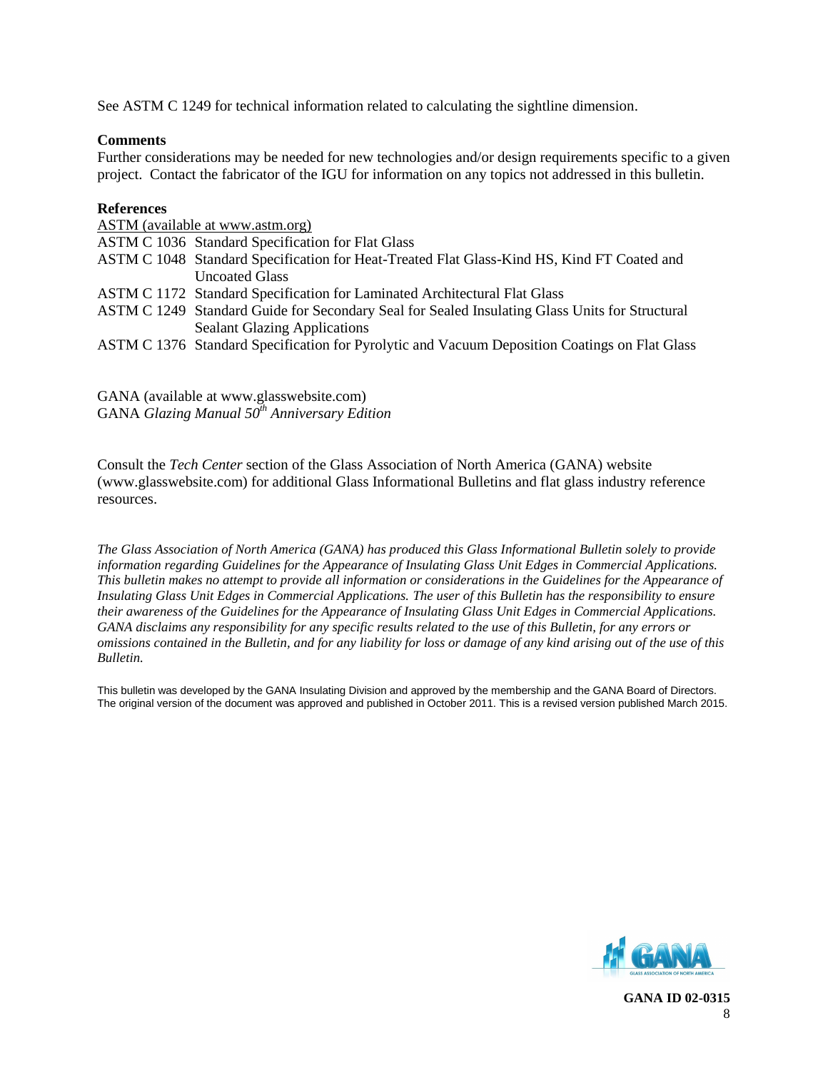See ASTM C 1249 for technical information related to calculating the sightline dimension.

**Comments**

Further considerations may be needed for new technologies and/or design requirements specific to a given project. Contact the fabricator of the IGU for information on any topics not addressed in this bulletin.

**References**

ASTM (available at www.astm.org)

ASTM C 1036 Standard Specification for Flat Glass

ASTM C 1048 Standard Specification for Heat-Treated Flat Glass-Kind HS, Kind FT Coated and Uncoated Glass

ASTM C 1172 Standard Specification for Laminated Architectural Flat Glass

ASTM C 1249 Standard Guide for Secondary Seal for Sealed Insulating Glass Units for Structural Sealant Glazing Applications

ASTM C 1376 Standard Specification for Pyrolytic and Vacuum Deposition Coatings on Flat Glass

GANA (available at www.glasswebsite.com)

GANA *Glazing Manual 50th Anniversary Edition*

Consult the *Tech Center* section of the Glass Association of North America (GANA) website (www.glasswebsite.com) for additional Glass Informational Bulletins and flat glass industry reference resources.

*The Glass Association of North America (GANA) has produced this Glass Informational Bulletin solely to provide information regarding Guidelines for the Appearance of Insulating Glass Unit Edges in Commercial Applications. This bulletin makes no attempt to provide all information or considerations in the Guidelines for the Appearance of Insulating Glass Unit Edges in Commercial Applications. The user of this Bulletin has the responsibility to ensure their awareness of the Guidelines for the Appearance of Insulating Glass Unit Edges in Commercial Applications. GANA disclaims any responsibility for any specific results related to the use of this Bulletin, for any errors or omissions contained in the Bulletin, and for any liability for loss or damage of any kind arising out of the use of this Bulletin.*

This bulletin was developed by the GANA Insulating Division and approved by the membership and the GANA Board of Directors. The original version of the document was approved and published in October 2011. This is a revised version published March 2015.

**GANA ID 02-0315**